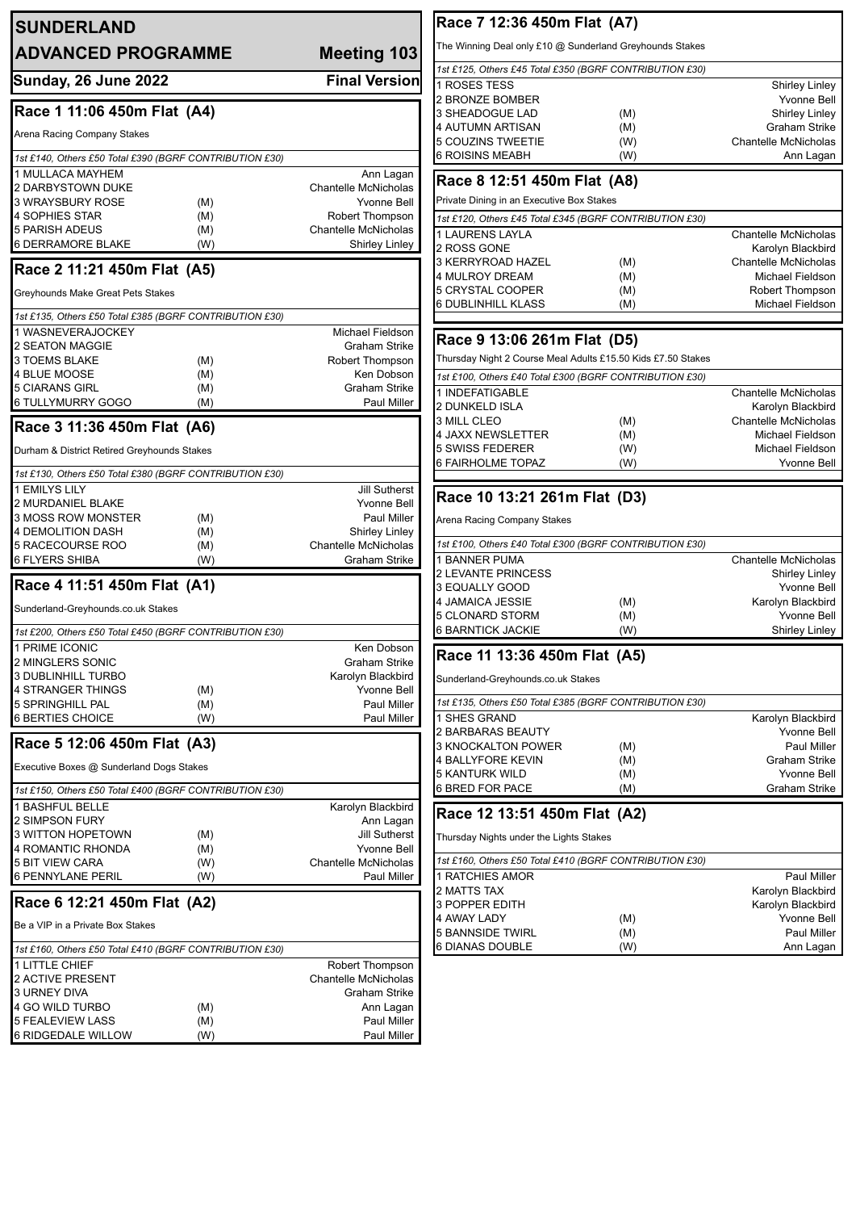# SUNDERLAND ADVANCED PROGRAMME

**Meeting 103**

**Sunday, 26 June 2022** — **Final Version**

## Race 1 11:06 450m Flat (A4)

Arena Racing Company Stakes

*1st £140, Others £50 Total £390 (BGRF CONTRIBUTION £30)*

| Trap / Greyhound | Seed | Trainer |
|---|---|---|
| 1 MULLACA MAYHEM | | Ann Lagan |
| 2 DARBYSTOWN DUKE | | Chantelle McNicholas |
| 3 WRAYSBURY ROSE | (M) | Yvonne Bell |
| 4 SOPHIES STAR | (M) | Robert Thompson |
| 5 PARISH ADEUS | (M) | Chantelle McNicholas |
| 6 DERRAMORE BLAKE | (W) | Shirley Linley |

## Race 2 11:21 450m Flat (A5)

Greyhounds Make Great Pets Stakes

*1st £135, Others £50 Total £385 (BGRF CONTRIBUTION £30)*

| Trap / Greyhound | Seed | Trainer |
|---|---|---|
| 1 WASNEVERAJOCKEY | | Michael Fieldson |
| 2 SEATON MAGGIE | | Graham Strike |
| 3 TOEMS BLAKE | (M) | Robert Thompson |
| 4 BLUE MOOSE | (M) | Ken Dobson |
| 5 CIARANS GIRL | (M) | Graham Strike |
| 6 TULLYMURRY GOGO | (M) | Paul Miller |

## Race 3 11:36 450m Flat (A6)

Durham & District Retired Greyhounds Stakes

*1st £130, Others £50 Total £380 (BGRF CONTRIBUTION £30)*

| Trap / Greyhound | Seed | Trainer |
|---|---|---|
| 1 EMILYS LILY | | Jill Sutherst |
| 2 MURDANIEL BLAKE | | Yvonne Bell |
| 3 MOSS ROW MONSTER | (M) | Paul Miller |
| 4 DEMOLITION DASH | (M) | Shirley Linley |
| 5 RACECOURSE ROO | (M) | Chantelle McNicholas |
| 6 FLYERS SHIBA | (W) | Graham Strike |

## Race 4 11:51 450m Flat (A1)

Sunderland-Greyhounds.co.uk Stakes

*1st £200, Others £50 Total £450 (BGRF CONTRIBUTION £30)*

| Trap / Greyhound | Seed | Trainer |
|---|---|---|
| 1 PRIME ICONIC | | Ken Dobson |
| 2 MINGLERS SONIC | | Graham Strike |
| 3 DUBLINHILL TURBO | | Karolyn Blackbird |
| 4 STRANGER THINGS | (M) | Yvonne Bell |
| 5 SPRINGHILL PAL | (M) | Paul Miller |
| 6 BERTIES CHOICE | (W) | Paul Miller |

## Race 5 12:06 450m Flat (A3)

Executive Boxes @ Sunderland Dogs Stakes

*1st £150, Others £50 Total £400 (BGRF CONTRIBUTION £30)*

| Trap / Greyhound | Seed | Trainer |
|---|---|---|
| 1 BASHFUL BELLE | | Karolyn Blackbird |
| 2 SIMPSON FURY | | Ann Lagan |
| 3 WITTON HOPETOWN | (M) | Jill Sutherst |
| 4 ROMANTIC RHONDA | (M) | Yvonne Bell |
| 5 BIT VIEW CARA | (W) | Chantelle McNicholas |
| 6 PENNYLANE PERIL | (W) | Paul Miller |

## Race 6 12:21 450m Flat (A2)

Be a VIP in a Private Box Stakes

*1st £160, Others £50 Total £410 (BGRF CONTRIBUTION £30)*

| Trap / Greyhound | Seed | Trainer |
|---|---|---|
| 1 LITTLE CHIEF | | Robert Thompson |
| 2 ACTIVE PRESENT | | Chantelle McNicholas |
| 3 URNEY DIVA | | Graham Strike |
| 4 GO WILD TURBO | (M) | Ann Lagan |
| 5 FEALEVIEW LASS | (M) | Paul Miller |
| 6 RIDGEDALE WILLOW | (W) | Paul Miller |

## Race 7 12:36 450m Flat (A7)

The Winning Deal only £10 @ Sunderland Greyhounds Stakes

*1st £125, Others £45 Total £350 (BGRF CONTRIBUTION £30)*

| Trap / Greyhound | Seed | Trainer |
|---|---|---|
| 1 ROSES TESS | | Shirley Linley |
| 2 BRONZE BOMBER | | Yvonne Bell |
| 3 SHEADOGUE LAD | (M) | Shirley Linley |
| 4 AUTUMN ARTISAN | (M) | Graham Strike |
| 5 COUZINS TWEETIE | (W) | Chantelle McNicholas |
| 6 ROISINS MEABH | (W) | Ann Lagan |

## Race 8 12:51 450m Flat (A8)

Private Dining in an Executive Box Stakes

*1st £120, Others £45 Total £345 (BGRF CONTRIBUTION £30)*

| Trap / Greyhound | Seed | Trainer |
|---|---|---|
| 1 LAURENS LAYLA | | Chantelle McNicholas |
| 2 ROSS GONE | | Karolyn Blackbird |
| 3 KERRYROAD HAZEL | (M) | Chantelle McNicholas |
| 4 MULROY DREAM | (M) | Michael Fieldson |
| 5 CRYSTAL COOPER | (M) | Robert Thompson |
| 6 DUBLINHILL KLASS | (M) | Michael Fieldson |

## Race 9 13:06 261m Flat (D5)

Thursday Night 2 Course Meal Adults £15.50 Kids £7.50 Stakes

*1st £100, Others £40 Total £300 (BGRF CONTRIBUTION £30)*

| Trap / Greyhound | Seed | Trainer |
|---|---|---|
| 1 INDEFATIGABLE | | Chantelle McNicholas |
| 2 DUNKELD ISLA | | Karolyn Blackbird |
| 3 MILL CLEO | (M) | Chantelle McNicholas |
| 4 JAXX NEWSLETTER | (M) | Michael Fieldson |
| 5 SWISS FEDERER | (W) | Michael Fieldson |
| 6 FAIRHOLME TOPAZ | (W) | Yvonne Bell |

## Race 10 13:21 261m Flat (D3)

Arena Racing Company Stakes

*1st £100, Others £40 Total £300 (BGRF CONTRIBUTION £30)*

| Trap / Greyhound | Seed | Trainer |
|---|---|---|
| 1 BANNER PUMA | | Chantelle McNicholas |
| 2 LEVANTE PRINCESS | | Shirley Linley |
| 3 EQUALLY GOOD | | Yvonne Bell |
| 4 JAMAICA JESSIE | (M) | Karolyn Blackbird |
| 5 CLONARD STORM | (M) | Yvonne Bell |
| 6 BARNTICK JACKIE | (W) | Shirley Linley |

## Race 11 13:36 450m Flat (A5)

Sunderland-Greyhounds.co.uk Stakes

*1st £135, Others £50 Total £385 (BGRF CONTRIBUTION £30)*

| Trap / Greyhound | Seed | Trainer |
|---|---|---|
| 1 SHES GRAND | | Karolyn Blackbird |
| 2 BARBARAS BEAUTY | | Yvonne Bell |
| 3 KNOCKALTON POWER | (M) | Paul Miller |
| 4 BALLYFORE KEVIN | (M) | Graham Strike |
| 5 KANTURK WILD | (M) | Yvonne Bell |
| 6 BRED FOR PACE | (M) | Graham Strike |

## Race 12 13:51 450m Flat (A2)

Thursday Nights under the Lights Stakes

*1st £160, Others £50 Total £410 (BGRF CONTRIBUTION £30)*

| Trap / Greyhound | Seed | Trainer |
|---|---|---|
| 1 RATCHIES AMOR | | Paul Miller |
| 2 MATTS TAX | | Karolyn Blackbird |
| 3 POPPER EDITH | | Karolyn Blackbird |
| 4 AWAY LADY | (M) | Yvonne Bell |
| 5 BANNSIDE TWIRL | (M) | Paul Miller |
| 6 DIANAS DOUBLE | (W) | Ann Lagan |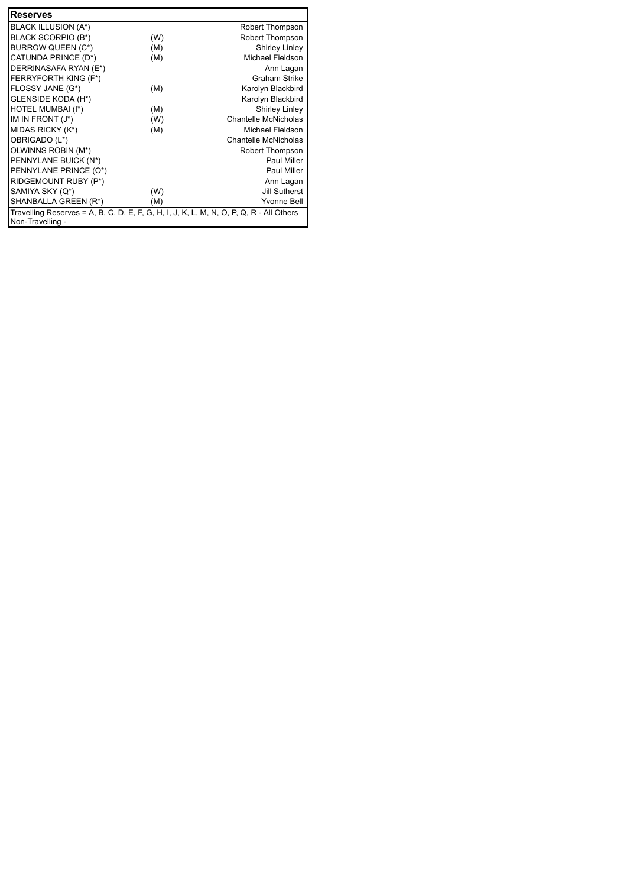## Reserves

| | | |
|---|---|---|
| BLACK ILLUSION (A*) | | Robert Thompson |
| BLACK SCORPIO (B*) | (W) | Robert Thompson |
| BURROW QUEEN (C*) | (M) | Shirley Linley |
| CATUNDA PRINCE (D*) | (M) | Michael Fieldson |
| DERRINASAFA RYAN (E*) | | Ann Lagan |
| FERRYFORTH KING (F*) | | Graham Strike |
| FLOSSY JANE (G*) | (M) | Karolyn Blackbird |
| GLENSIDE KODA (H*) | | Karolyn Blackbird |
| HOTEL MUMBAI (I*) | (M) | Shirley Linley |
| IM IN FRONT (J*) | (W) | Chantelle McNicholas |
| MIDAS RICKY (K*) | (M) | Michael Fieldson |
| OBRIGADO (L*) | | Chantelle McNicholas |
| OLWINNS ROBIN (M*) | | Robert Thompson |
| PENNYLANE BUICK (N*) | | Paul Miller |
| PENNYLANE PRINCE (O*) | | Paul Miller |
| RIDGEMOUNT RUBY (P*) | | Ann Lagan |
| SAMIYA SKY (Q*) | (W) | Jill Sutherst |
| SHANBALLA GREEN (R*) | (M) | Yvonne Bell |

Travelling Reserves = A, B, C, D, E, F, G, H, I, J, K, L, M, N, O, P, Q, R - All Others

Non-Travelling -